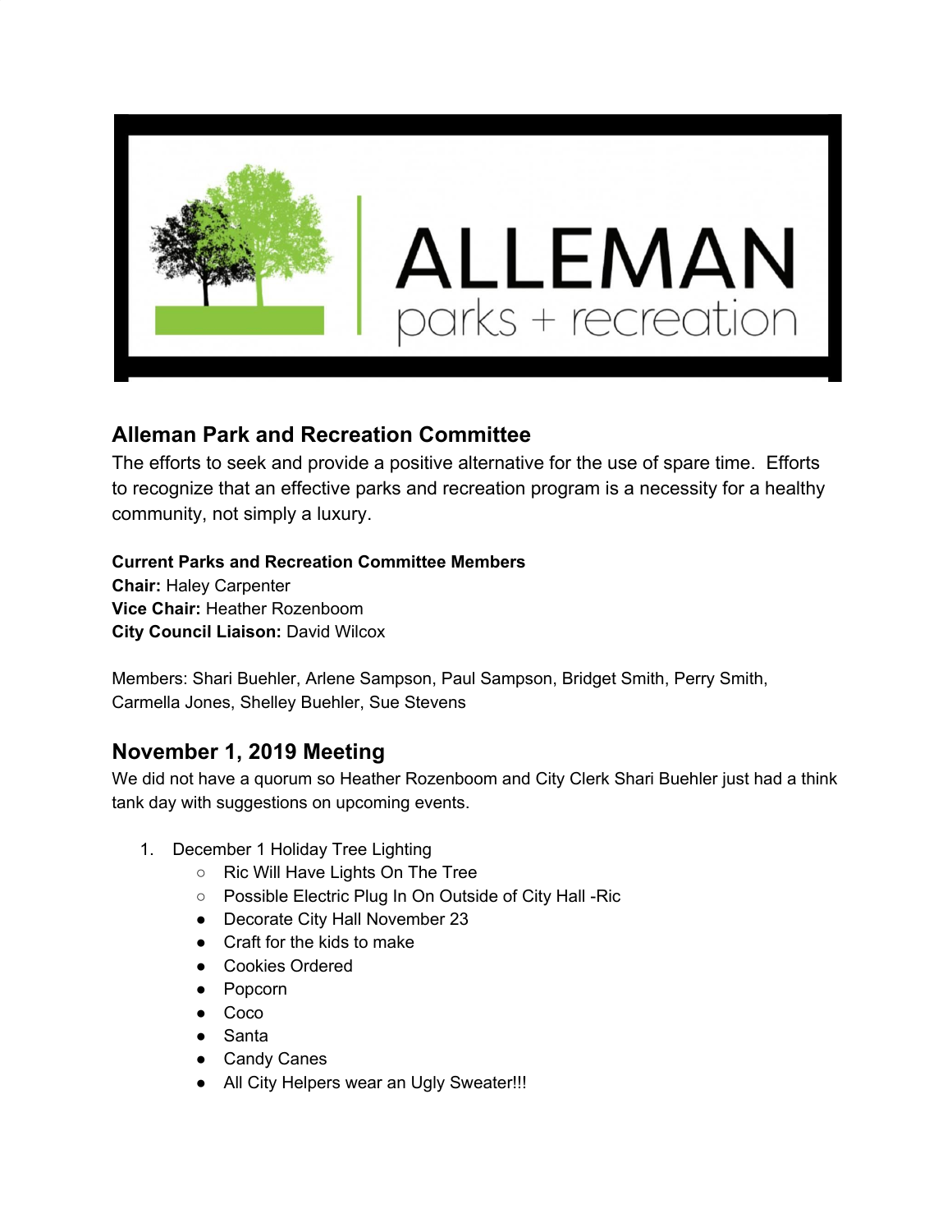## Alleman Park and Recreation Committee

The efforts to seek and provide a positive alternative for the use of spare time. Efforts to recognize that an effective parks and recreation program is a necessity for a healthy community, not simply a luxury.

**Current Parks and Recreation Committee Members**
**Chair:** Haley Carpenter
**Vice Chair:** Heather Rozenboom
**City Council Liaison:** David Wilcox

Members: Shari Buehler, Arlene Sampson, Paul Sampson, Bridget Smith, Perry Smith, Carmella Jones, Shelley Buehler, Sue Stevens

## November 1, 2019 Meeting

We did not have a quorum so Heather Rozenboom and City Clerk Shari Buehler just had a think tank day with suggestions on upcoming events.

1. December 1 Holiday Tree Lighting
   - Ric Will Have Lights On The Tree
   - Possible Electric Plug In On Outside of City Hall -Ric
   - Decorate City Hall November 23
   - Craft for the kids to make
   - Cookies Ordered
   - Popcorn
   - Coco
   - Santa
   - Candy Canes
   - All City Helpers wear an Ugly Sweater!!!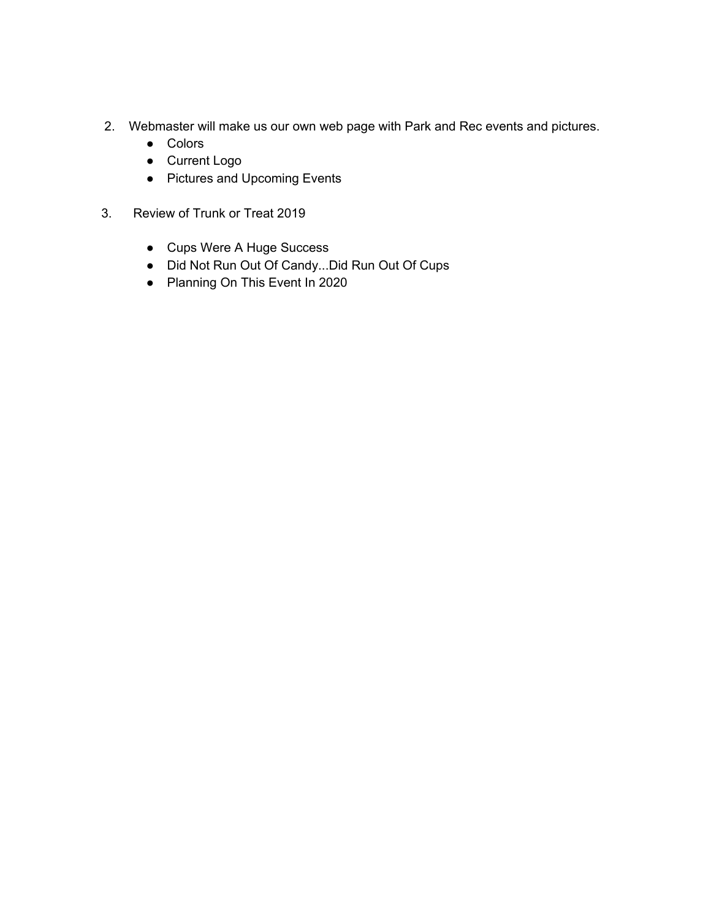2. Webmaster will make us our own web page with Park and Rec events and pictures.
    - Colors
    - Current Logo
    - Pictures and Upcoming Events

3. Review of Trunk or Treat 2019

    - Cups Were A Huge Success
    - Did Not Run Out Of Candy...Did Run Out Of Cups
    - Planning On This Event In 2020